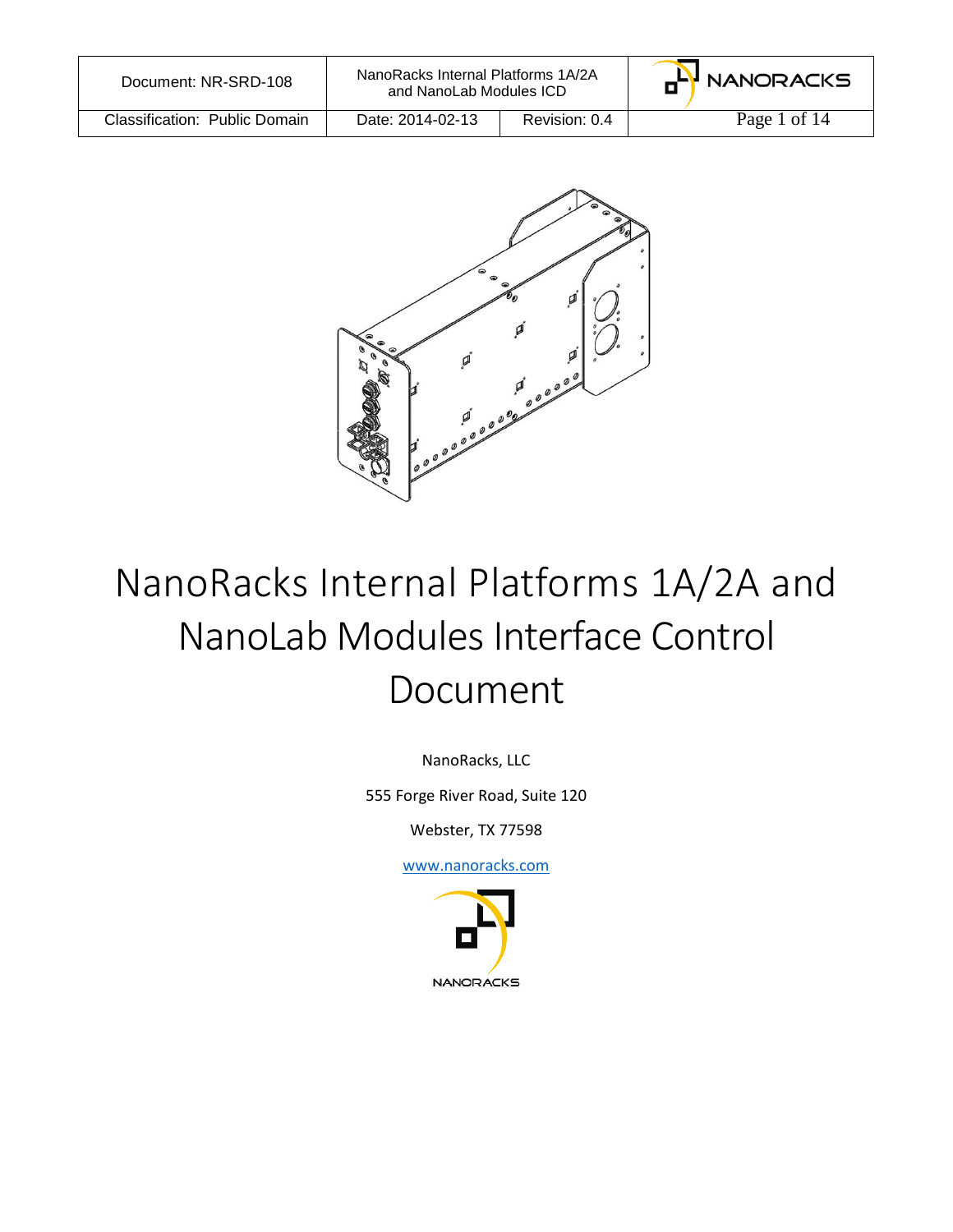# NanoRacks Internal Platforms 1A/2A and NanoLab Modules Interface Control Document

NanoRacks, LLC

555 Forge River Road, Suite 120

Webster, TX 77598

www.nanoracks.com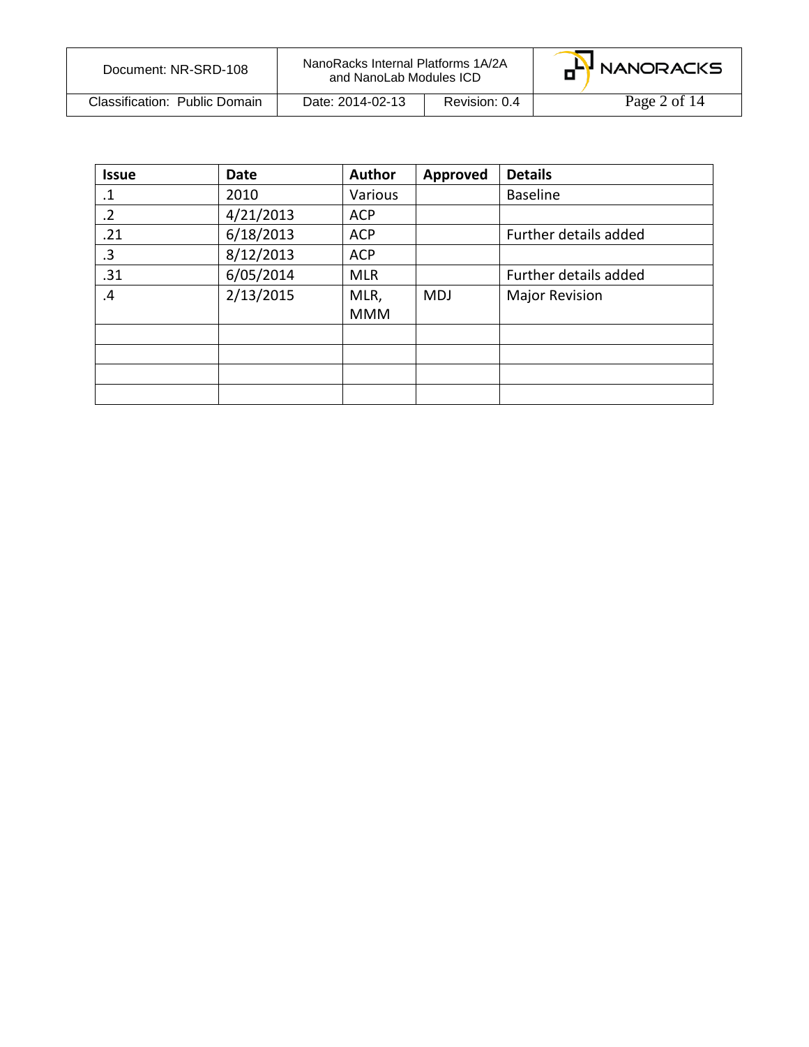| Issue | Date | Author | Approved | Details |
| --- | --- | --- | --- | --- |
| .1 | 2010 | Various | | Baseline |
| .2 | 4/21/2013 | ACP | | |
| .21 | 6/18/2013 | ACP | | Further details added |
| .3 | 8/12/2013 | ACP | | |
| .31 | 6/05/2014 | MLR | | Further details added |
| .4 | 2/13/2015 | MLR, MMM | MDJ | Major Revision |
| | | | | |
| | | | | |
| | | | | |
| | | | | |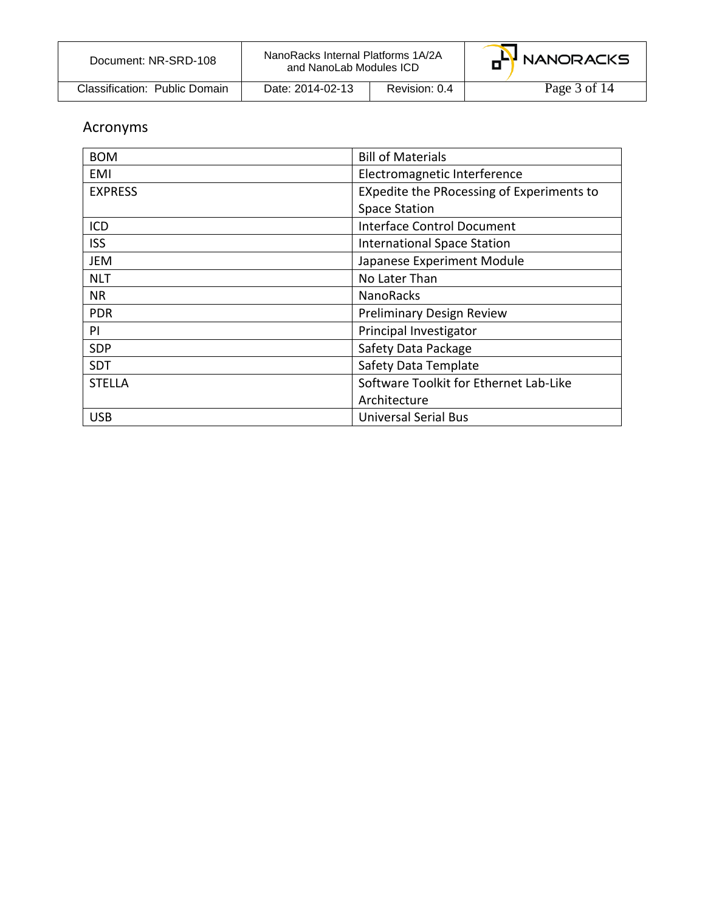## Acronyms

| | |
|---|---|
| BOM | Bill of Materials |
| EMI | Electromagnetic Interference |
| EXPRESS | EXpedite the PRocessing of Experiments to Space Station |
| ICD | Interface Control Document |
| ISS | International Space Station |
| JEM | Japanese Experiment Module |
| NLT | No Later Than |
| NR | NanoRacks |
| PDR | Preliminary Design Review |
| PI | Principal Investigator |
| SDP | Safety Data Package |
| SDT | Safety Data Template |
| STELLA | Software Toolkit for Ethernet Lab-Like Architecture |
| USB | Universal Serial Bus |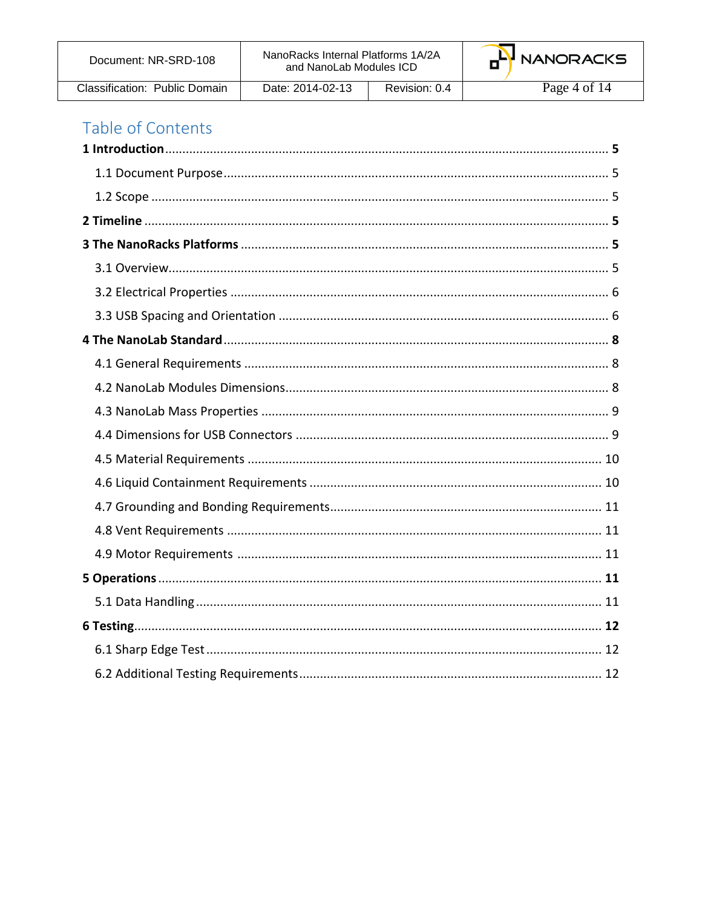# Table of Contents

**1 Introduction** .......... **5**

1.1 Document Purpose .......... 5

1.2 Scope .......... 5

**2 Timeline** .......... **5**

**3 The NanoRacks Platforms** .......... **5**

3.1 Overview .......... 5

3.2 Electrical Properties .......... 6

3.3 USB Spacing and Orientation .......... 6

**4 The NanoLab Standard** .......... **8**

4.1 General Requirements .......... 8

4.2 NanoLab Modules Dimensions .......... 8

4.3 NanoLab Mass Properties .......... 9

4.4 Dimensions for USB Connectors .......... 9

4.5 Material Requirements .......... 10

4.6 Liquid Containment Requirements .......... 10

4.7 Grounding and Bonding Requirements .......... 11

4.8 Vent Requirements .......... 11

4.9 Motor Requirements .......... 11

**5 Operations** .......... **11**

5.1 Data Handling .......... 11

**6 Testing** .......... **12**

6.1 Sharp Edge Test .......... 12

6.2 Additional Testing Requirements .......... 12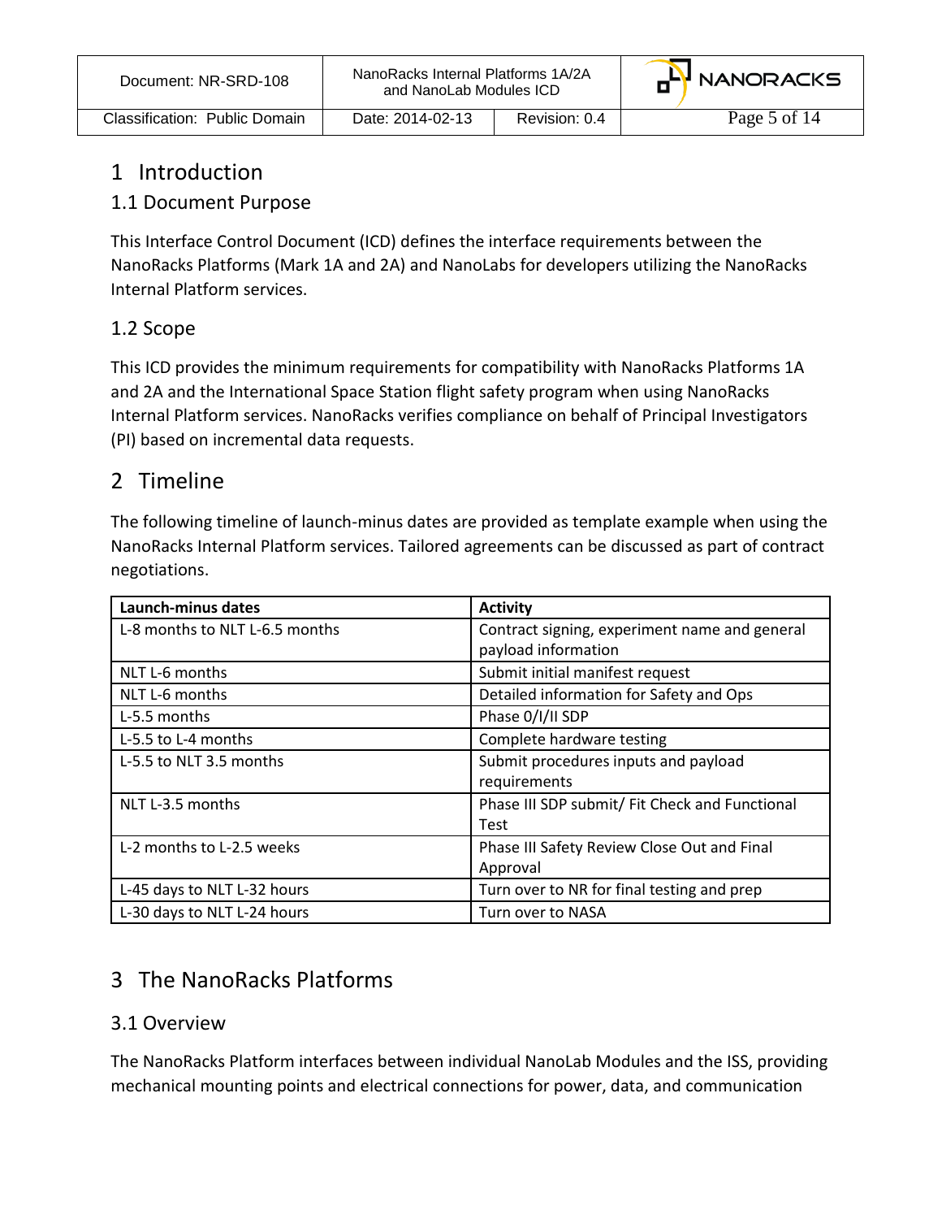# 1 Introduction

## 1.1 Document Purpose

This Interface Control Document (ICD) defines the interface requirements between the NanoRacks Platforms (Mark 1A and 2A) and NanoLabs for developers utilizing the NanoRacks Internal Platform services.

## 1.2 Scope

This ICD provides the minimum requirements for compatibility with NanoRacks Platforms 1A and 2A and the International Space Station flight safety program when using NanoRacks Internal Platform services. NanoRacks verifies compliance on behalf of Principal Investigators (PI) based on incremental data requests.

# 2 Timeline

The following timeline of launch-minus dates are provided as template example when using the NanoRacks Internal Platform services. Tailored agreements can be discussed as part of contract negotiations.

| Launch-minus dates | Activity |
|---|---|
| L-8 months to NLT L-6.5 months | Contract signing, experiment name and general payload information |
| NLT L-6 months | Submit initial manifest request |
| NLT L-6 months | Detailed information for Safety and Ops |
| L-5.5 months | Phase 0/I/II SDP |
| L-5.5 to L-4 months | Complete hardware testing |
| L-5.5 to NLT 3.5 months | Submit procedures inputs and payload requirements |
| NLT L-3.5 months | Phase III SDP submit/ Fit Check and Functional Test |
| L-2 months to L-2.5 weeks | Phase III Safety Review Close Out and Final Approval |
| L-45 days to NLT L-32 hours | Turn over to NR for final testing and prep |
| L-30 days to NLT L-24 hours | Turn over to NASA |

# 3 The NanoRacks Platforms

## 3.1 Overview

The NanoRacks Platform interfaces between individual NanoLab Modules and the ISS, providing mechanical mounting points and electrical connections for power, data, and communication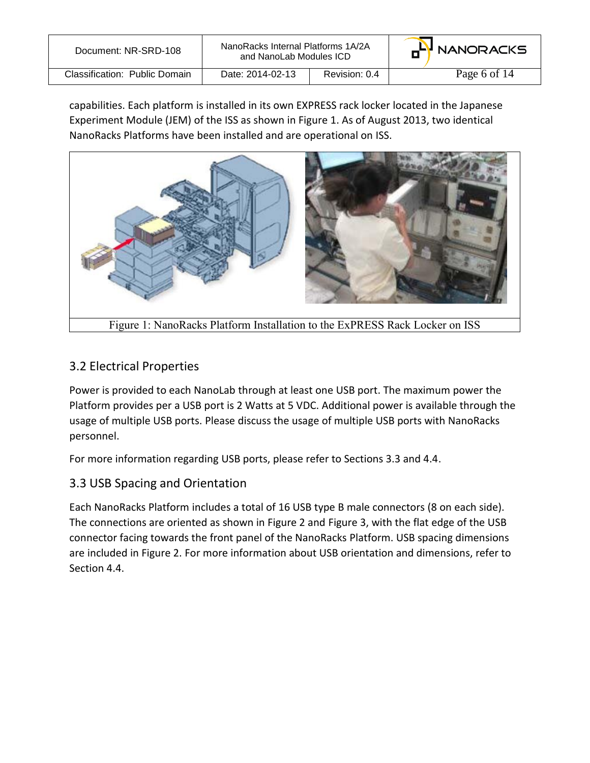capabilities. Each platform is installed in its own EXPRESS rack locker located in the Japanese Experiment Module (JEM) of the ISS as shown in Figure 1. As of August 2013, two identical NanoRacks Platforms have been installed and are operational on ISS.

Figure 1: NanoRacks Platform Installation to the ExPRESS Rack Locker on ISS

## 3.2 Electrical Properties

Power is provided to each NanoLab through at least one USB port. The maximum power the Platform provides per a USB port is 2 Watts at 5 VDC. Additional power is available through the usage of multiple USB ports. Please discuss the usage of multiple USB ports with NanoRacks personnel.

For more information regarding USB ports, please refer to Sections 3.3 and 4.4.

## 3.3 USB Spacing and Orientation

Each NanoRacks Platform includes a total of 16 USB type B male connectors (8 on each side). The connections are oriented as shown in Figure 2 and Figure 3, with the flat edge of the USB connector facing towards the front panel of the NanoRacks Platform. USB spacing dimensions are included in Figure 2. For more information about USB orientation and dimensions, refer to Section 4.4.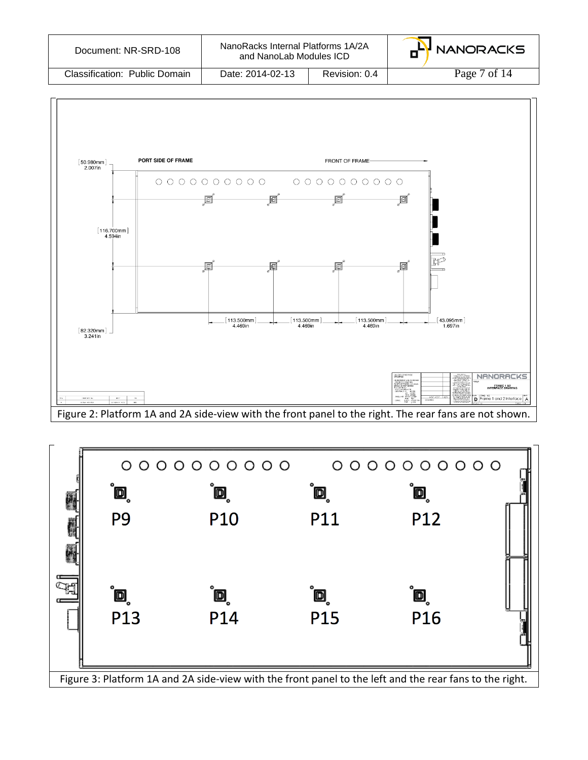PORT SIDE OF FRAME

FRONT OF FRAME

[50.980mm] 2.007in

[116.700mm] 4.594in

[82.320mm] 3.241in

[113.500mm] 4.469in

[113.500mm] 4.469in

[113.500mm] 4.469in

[43.095mm] 1.697in

NANORACKS

FRAME 1 & 2 INTERFACE DRAWING

D Frame 1 and 2 Interface A

Figure 2: Platform 1A and 2A side-view with the front panel to the right. The rear fans are not shown.

P9 P10 P11 P12

P13 P14 P15 P16

Figure 3: Platform 1A and 2A side-view with the front panel to the left and the rear fans to the right.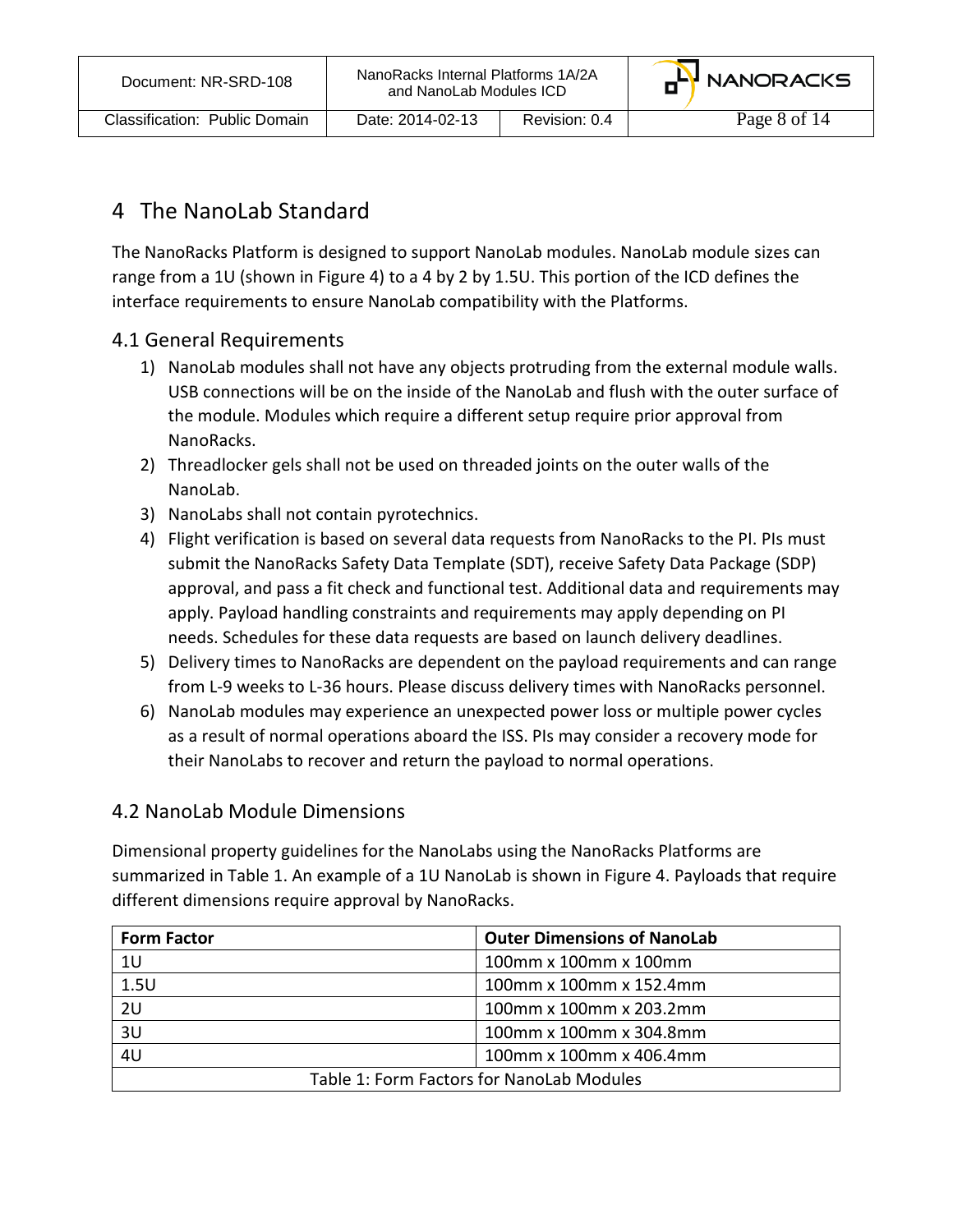# 4 The NanoLab Standard

The NanoRacks Platform is designed to support NanoLab modules. NanoLab module sizes can range from a 1U (shown in Figure 4) to a 4 by 2 by 1.5U. This portion of the ICD defines the interface requirements to ensure NanoLab compatibility with the Platforms.

## 4.1 General Requirements

1) NanoLab modules shall not have any objects protruding from the external module walls. USB connections will be on the inside of the NanoLab and flush with the outer surface of the module. Modules which require a different setup require prior approval from NanoRacks.
2) Threadlocker gels shall not be used on threaded joints on the outer walls of the NanoLab.
3) NanoLabs shall not contain pyrotechnics.
4) Flight verification is based on several data requests from NanoRacks to the PI. PIs must submit the NanoRacks Safety Data Template (SDT), receive Safety Data Package (SDP) approval, and pass a fit check and functional test. Additional data and requirements may apply. Payload handling constraints and requirements may apply depending on PI needs. Schedules for these data requests are based on launch delivery deadlines.
5) Delivery times to NanoRacks are dependent on the payload requirements and can range from L-9 weeks to L-36 hours. Please discuss delivery times with NanoRacks personnel.
6) NanoLab modules may experience an unexpected power loss or multiple power cycles as a result of normal operations aboard the ISS. PIs may consider a recovery mode for their NanoLabs to recover and return the payload to normal operations.

## 4.2 NanoLab Module Dimensions

Dimensional property guidelines for the NanoLabs using the NanoRacks Platforms are summarized in Table 1. An example of a 1U NanoLab is shown in Figure 4. Payloads that require different dimensions require approval by NanoRacks.

| Form Factor | Outer Dimensions of NanoLab |
|---|---|
| 1U | 100mm x 100mm x 100mm |
| 1.5U | 100mm x 100mm x 152.4mm |
| 2U | 100mm x 100mm x 203.2mm |
| 3U | 100mm x 100mm x 304.8mm |
| 4U | 100mm x 100mm x 406.4mm |

Table 1: Form Factors for NanoLab Modules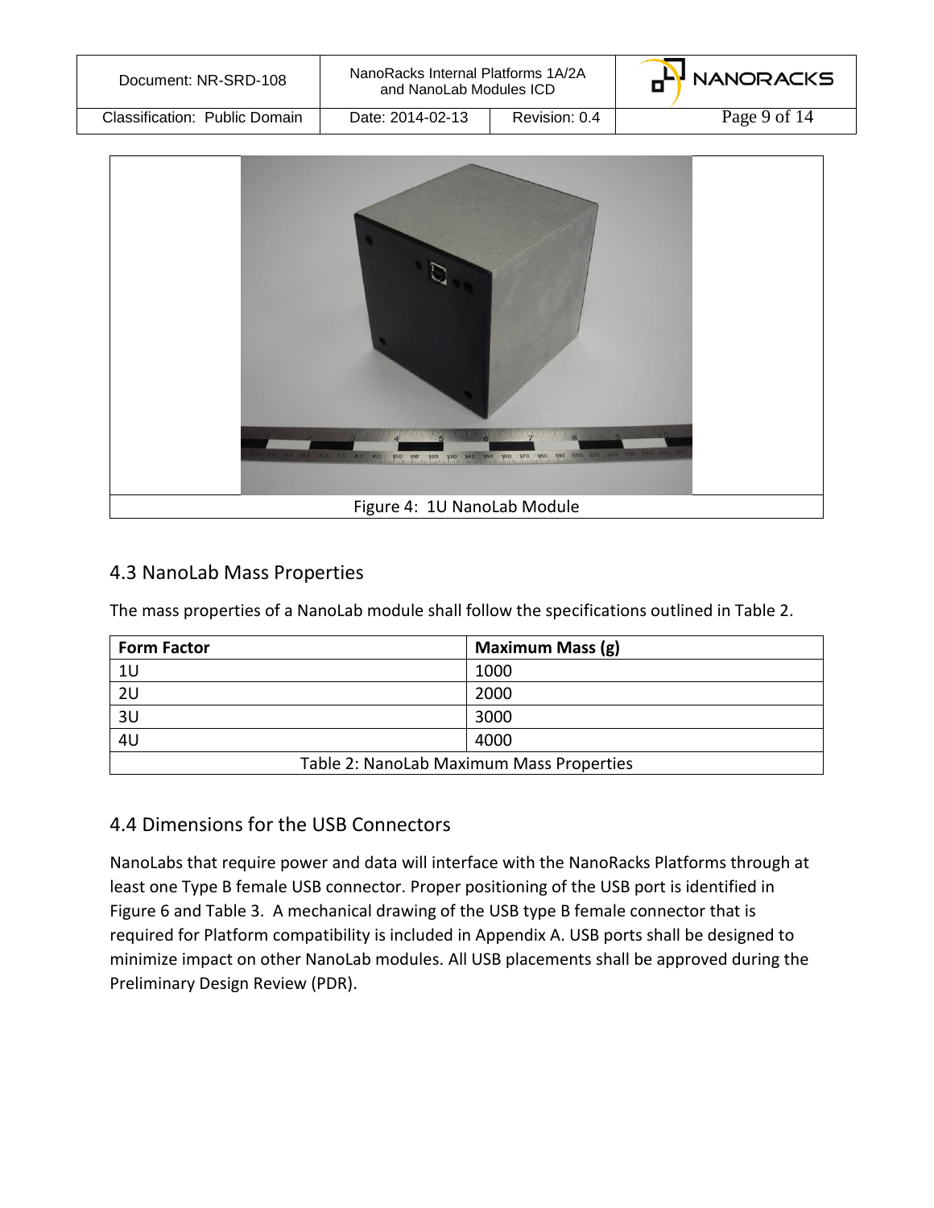Figure 4: 1U NanoLab Module

## 4.3 NanoLab Mass Properties

The mass properties of a NanoLab module shall follow the specifications outlined in Table 2.

| Form Factor | Maximum Mass (g) |
|---|---|
| 1U | 1000 |
| 2U | 2000 |
| 3U | 3000 |
| 4U | 4000 |

Table 2: NanoLab Maximum Mass Properties

## 4.4 Dimensions for the USB Connectors

NanoLabs that require power and data will interface with the NanoRacks Platforms through at least one Type B female USB connector. Proper positioning of the USB port is identified in Figure 6 and Table 3. A mechanical drawing of the USB type B female connector that is required for Platform compatibility is included in Appendix A. USB ports shall be designed to minimize impact on other NanoLab modules. All USB placements shall be approved during the Preliminary Design Review (PDR).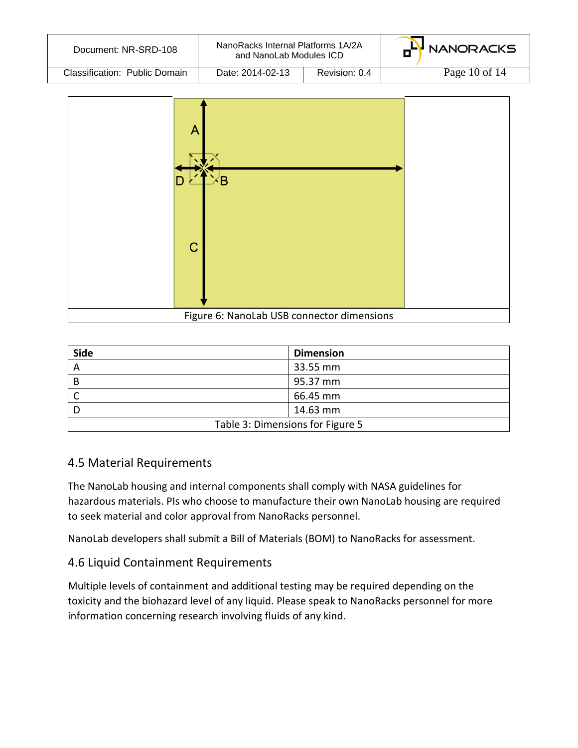Figure 6: NanoLab USB connector dimensions

| Side | Dimension |
| --- | --- |
| A | 33.55 mm |
| B | 95.37 mm |
| C | 66.45 mm |
| D | 14.63 mm |

Table 3: Dimensions for Figure 5

## 4.5 Material Requirements

The NanoLab housing and internal components shall comply with NASA guidelines for hazardous materials. PIs who choose to manufacture their own NanoLab housing are required to seek material and color approval from NanoRacks personnel.

NanoLab developers shall submit a Bill of Materials (BOM) to NanoRacks for assessment.

## 4.6 Liquid Containment Requirements

Multiple levels of containment and additional testing may be required depending on the toxicity and the biohazard level of any liquid. Please speak to NanoRacks personnel for more information concerning research involving fluids of any kind.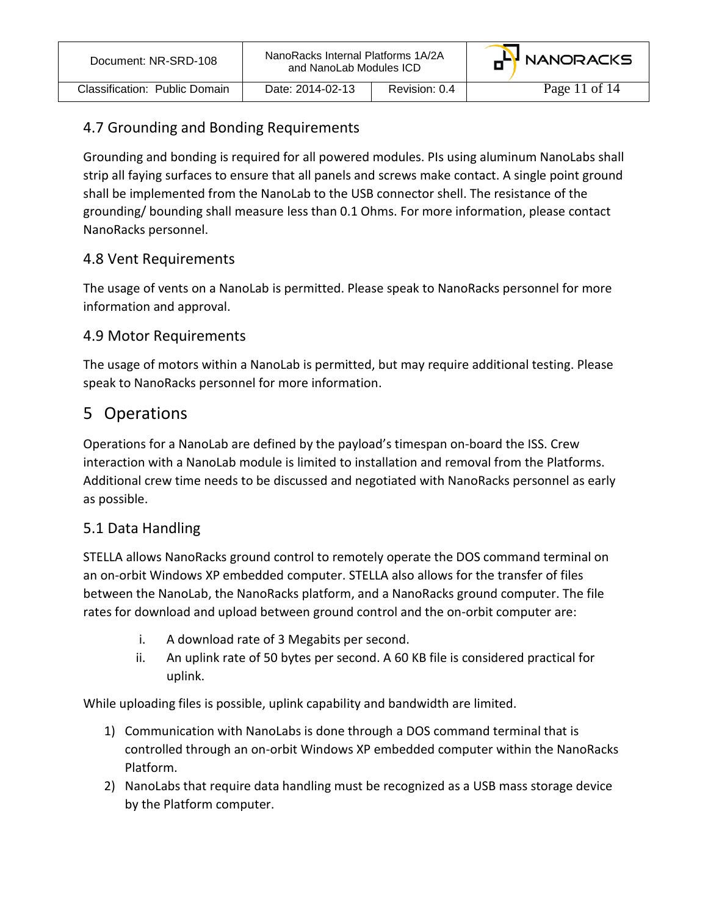## 4.7 Grounding and Bonding Requirements

Grounding and bonding is required for all powered modules. PIs using aluminum NanoLabs shall strip all faying surfaces to ensure that all panels and screws make contact. A single point ground shall be implemented from the NanoLab to the USB connector shell. The resistance of the grounding/ bounding shall measure less than 0.1 Ohms. For more information, please contact NanoRacks personnel.

## 4.8 Vent Requirements

The usage of vents on a NanoLab is permitted. Please speak to NanoRacks personnel for more information and approval.

## 4.9 Motor Requirements

The usage of motors within a NanoLab is permitted, but may require additional testing. Please speak to NanoRacks personnel for more information.

# 5 Operations

Operations for a NanoLab are defined by the payload's timespan on-board the ISS. Crew interaction with a NanoLab module is limited to installation and removal from the Platforms. Additional crew time needs to be discussed and negotiated with NanoRacks personnel as early as possible.

## 5.1 Data Handling

STELLA allows NanoRacks ground control to remotely operate the DOS command terminal on an on-orbit Windows XP embedded computer. STELLA also allows for the transfer of files between the NanoLab, the NanoRacks platform, and a NanoRacks ground computer. The file rates for download and upload between ground control and the on-orbit computer are:

i. A download rate of 3 Megabits per second.
ii. An uplink rate of 50 bytes per second. A 60 KB file is considered practical for uplink.

While uploading files is possible, uplink capability and bandwidth are limited.

1) Communication with NanoLabs is done through a DOS command terminal that is controlled through an on-orbit Windows XP embedded computer within the NanoRacks Platform.
2) NanoLabs that require data handling must be recognized as a USB mass storage device by the Platform computer.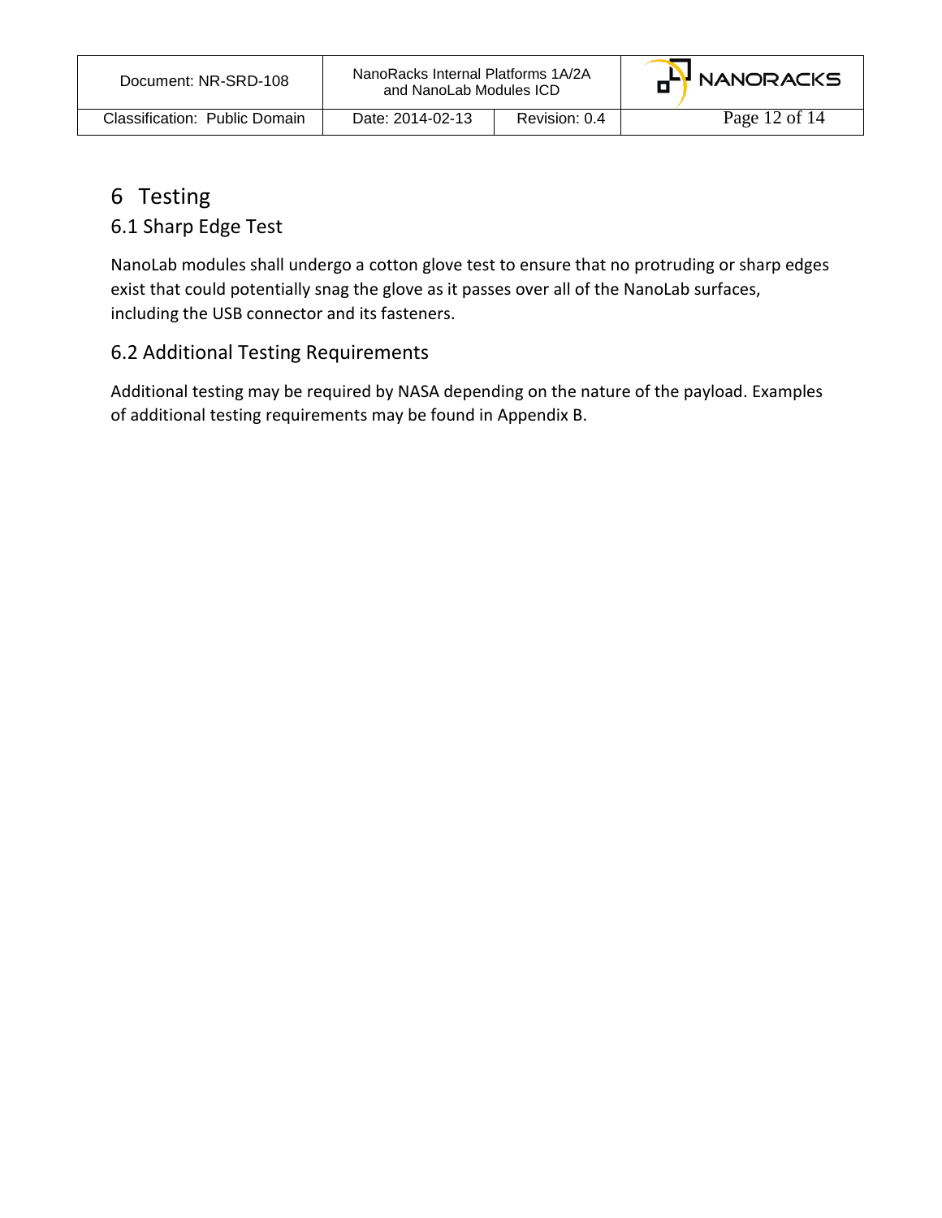# 6 Testing

## 6.1 Sharp Edge Test

NanoLab modules shall undergo a cotton glove test to ensure that no protruding or sharp edges exist that could potentially snag the glove as it passes over all of the NanoLab surfaces, including the USB connector and its fasteners.

## 6.2 Additional Testing Requirements

Additional testing may be required by NASA depending on the nature of the payload. Examples of additional testing requirements may be found in Appendix B.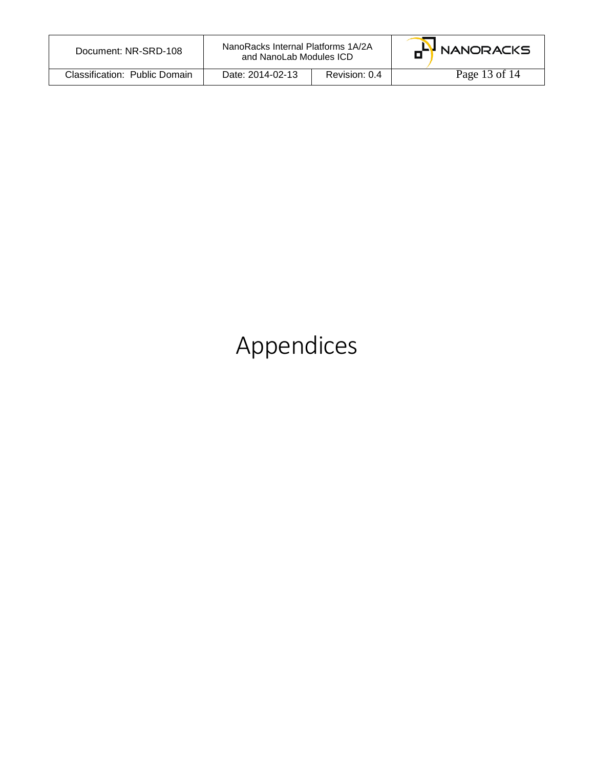# Appendices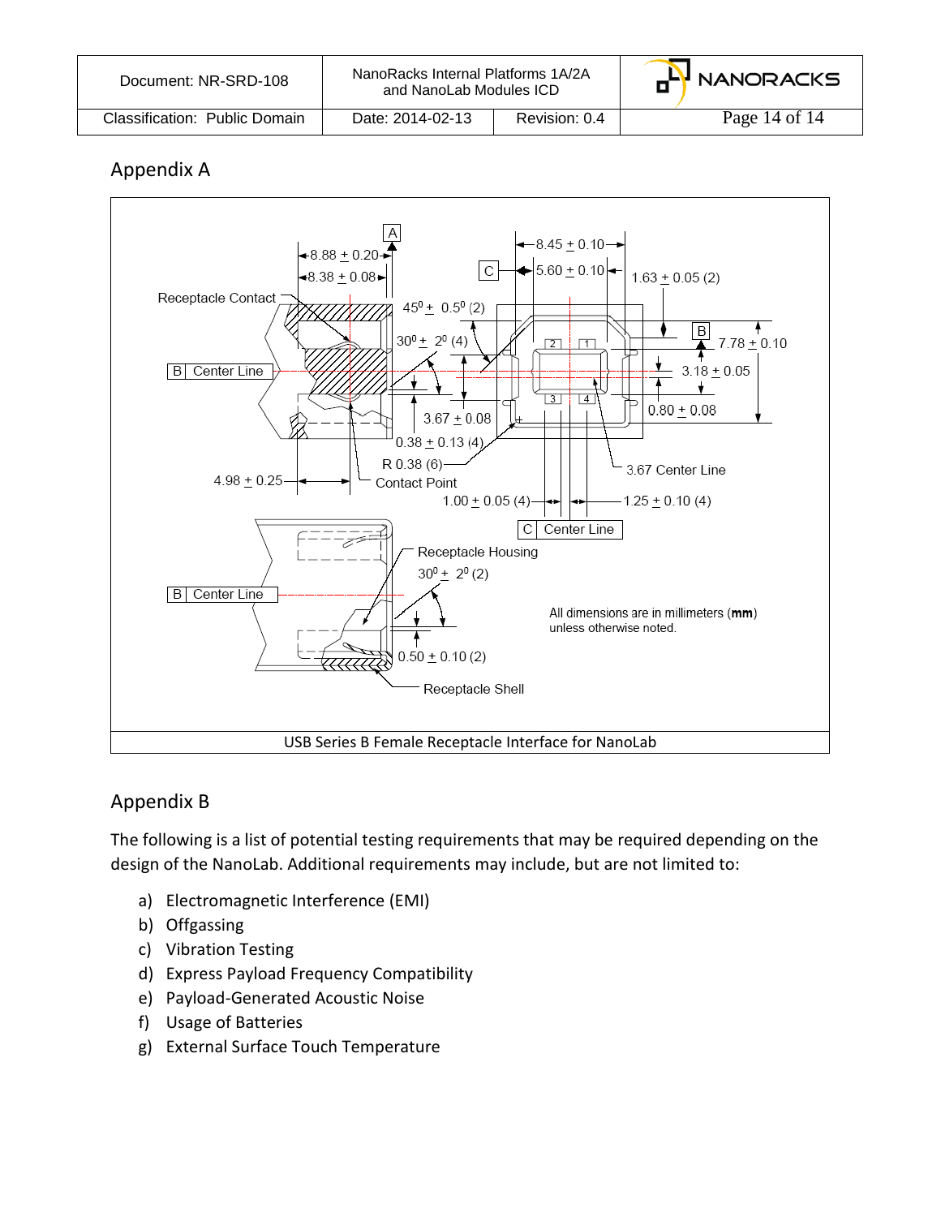## Appendix A

8.88 ± 0.20

8.38 ± 0.08

A

C

8.45 ± 0.10

5.60 ± 0.10

1.63 ± 0.05 (2)

Receptacle Contact

45° ± 0.5° (2)

30° ± 2° (4)

B

7.78 ± 0.10

B Center Line

3.18 ± 0.05

3.67 ± 0.08

0.80 ± 0.08

0.38 ± 0.13 (4)

R 0.38 (6)

3.67 Center Line

4.98 ± 0.25

Contact Point

1.00 ± 0.05 (4)

1.25 ± 0.10 (4)

C Center Line

Receptacle Housing

30° ± 2° (2)

B Center Line

All dimensions are in millimeters (**mm**) unless otherwise noted.

0.50 ± 0.10 (2)

Receptacle Shell

USB Series B Female Receptacle Interface for NanoLab

## Appendix B

The following is a list of potential testing requirements that may be required depending on the design of the NanoLab. Additional requirements may include, but are not limited to:

a) Electromagnetic Interference (EMI)
b) Offgassing
c) Vibration Testing
d) Express Payload Frequency Compatibility
e) Payload-Generated Acoustic Noise
f) Usage of Batteries
g) External Surface Touch Temperature